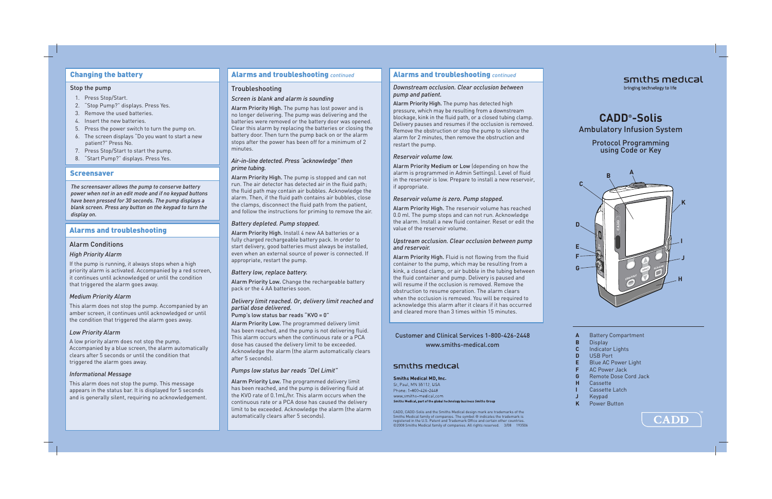## Changing the battery

Stop the pump

1. Press Stop/Start.
2. "Stop Pump?" displays. Press Yes.
3. Remove the used batteries.
4. Insert the new batteries.
5. Press the power switch to turn the pump on.
6. The screen displays "Do you want to start a new patient?" Press No.
7. Press Stop/Start to start the pump.
8. "Start Pump?" displays. Press Yes.

## Screensaver

*The screensaver allows the pump to conserve battery power when not in an edit mode and if no keypad buttons have been pressed for 30 seconds. The pump displays a blank screen. Press any button on the keypad to turn the display on.*

## Alarms and troubleshooting

### Alarm Conditions

*High Priority Alarm*

If the pump is running, it always stops when a high priority alarm is activated. Accompanied by a red screen, it continues until acknowledged or until the condition that triggered the alarm goes away.

*Medium Priority Alarm*

This alarm does not stop the pump. Accompanied by an amber screen, it continues until acknowledged or until the condition that triggered the alarm goes away.

*Low Priority Alarm*

A low priority alarm does not stop the pump. Accompanied by a blue screen, the alarm automatically clears after 5 seconds or until the condition that triggered the alarm goes away.

*Informational Message*

This alarm does not stop the pump. This message appears in the status bar. It is displayed for 5 seconds and is generally silent, requiring no acknowledgement.

## Alarms and troubleshooting *continued*

### Troubleshooting

*Screen is blank and alarm is sounding*

Alarm Priority High. The pump has lost power and is no longer delivering. The pump was delivering and the batteries were removed or the battery door was opened. Clear this alarm by replacing the batteries or closing the battery door. Then turn the pump back on or the alarm stops after the power has been off for a minimum of 2 minutes.

*Air-in-line detected. Press "acknowledge" then prime tubing.*

Alarm Priority High. The pump is stopped and can not run. The air detector has detected air in the fluid path; the fluid path may contain air bubbles. Acknowledge the alarm. Then, if the fluid path contains air bubbles, close the clamps, disconnect the fluid path from the patient, and follow the instructions for priming to remove the air.

*Battery depleted. Pump stopped.*

Alarm Priority High. Install 4 new AA batteries or a fully charged rechargeable battery pack. In order to start delivery, good batteries must always be installed, even when an external source of power is connected. If appropriate, restart the pump.

*Battery low, replace battery.*

Alarm Priority Low. Change the rechargeable battery pack or the 4 AA batteries soon.

*Delivery limit reached. Or, delivery limit reached and partial dose delivered.*

Pump's low status bar reads "KVO = 0"

Alarm Priority Low. The programmed delivery limit has been reached, and the pump is not delivering fluid. This alarm occurs when the continuous rate or a PCA dose has caused the delivery limit to be exceeded. Acknowledge the alarm (the alarm automatically clears after 5 seconds).

*Pumps low status bar reads "Del Limit"*

Alarm Priority Low. The programmed delivery limit has been reached, and the pump is delivering fluid at the KVO rate of 0.1mL/hr. This alarm occurs when the continuous rate or a PCA dose has caused the delivery limit to be exceeded. Acknowledge the alarm (the alarm automatically clears after 5 seconds).

## Alarms and troubleshooting *continued*

*Downstream occlusion. Clear occlusion between pump and patient.*

Alarm Priority High. The pump has detected high pressure, which may be resulting from a downstream blockage, kink in the fluid path, or a closed tubing clamp. Delivery pauses and resumes if the occlusion is removed. Remove the obstruction or stop the pump to silence the alarm for 2 minutes, then remove the obstruction and restart the pump.

*Reservoir volume low.*

Alarm Priority Medium or Low (depending on how the alarm is programmed in Admin Settings). Level of fluid in the reservoir is low. Prepare to install a new reservoir, if appropriate.

*Reservoir volume is zero. Pump stopped.*

Alarm Priority High. The reservoir volume has reached 0.0 ml. The pump stops and can not run. Acknowledge the alarm. Install a new fluid container. Reset or edit the value of the reservoir volume.

*Upstream occlusion. Clear occlusion between pump and reservoir.*

Alarm Priority High. Fluid is not flowing from the fluid container to the pump, which may be resulting from a kink, a closed clamp, or air bubble in the tubing between the fluid container and pump. Delivery is paused and will resume if the occlusion is removed. Remove the obstruction to resume operation. The alarm clears when the occlusion is removed. You will be required to acknowledge this alarm after it clears if it has occurred and cleared more than 3 times within 15 minutes.

Customer and Clinical Services 1-800-426-2448
www.smiths-medical.com

smiths medical

**Smiths Medical MD, Inc.**
St. Paul, MN 55112, USA
Phone: 1-800-426-2448
www.smiths-medical.com
**Smiths Medical, part of the global technology business Smiths Group**

CADD, CADD-Solis and the Smiths Medical design mark are trademarks of the Smiths Medical family of companies. The symbol ® indicates the trademark is registered in the U.S. Patent and Trademark Office and certain other countries. ©2008 Smiths Medical family of companies. All rights reserved. 3/08 193506

smiths medical
bringing technology to life

# CADD®-Solis

## Ambulatory Infusion System

### Protocol Programming using Code or Key

| | |
|---|---|
| **A** | Battery Compartment |
| **B** | Display |
| **C** | Indicator Lights |
| **D** | USB Port |
| **E** | Blue AC Power Light |
| **F** | AC Power Jack |
| **G** | Remote Dose Cord Jack |
| **H** | Cassette |
| **I** | Cassette Latch |
| **J** | Keypad |
| **K** | Power Button |

CADD™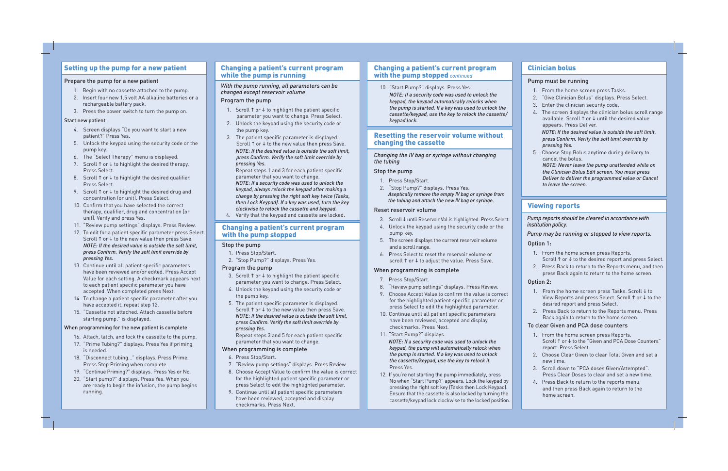## Setting up the pump for a new patient

### Prepare the pump for a new patient

1. Begin with no cassette attached to the pump.
2. Insert four new 1.5 volt AA alkaline batteries or a rechargeable battery pack.
3. Press the power switch to turn the pump on.

### Start new patient

4. Screen displays "Do you want to start a new patient?" Press Yes.
5. Unlock the keypad using the security code or the pump key.
6. The "Select Therapy" menu is displayed.
7. Scroll ↑ or ↓ to highlight the desired therapy. Press Select.
8. Scroll ↑ or ↓ to highlight the desired qualifier. Press Select.
9. Scroll ↑ or ↓ to highlight the desired drug and concentration (or unit). Press Select.
10. Confirm that you have selected the correct therapy, qualifier, drug and concentration (or unit). Verify and press Yes.
11. "Review pump settings" displays. Press Review.
12. To edit for a patient specific parameter press Select. Scroll ↑ or ↓ to the new value then press Save. *NOTE: If the desired value is outside the soft limit, press Confirm. Verify the soft limit override by pressing Yes.*
13. Continue until all patient specific parameters have been reviewed and/or edited. Press Accept Value for each setting. A checkmark appears next to each patient specific parameter you have accepted. When completed press Next.
14. To change a patient specific parameter after you have accepted it, repeat step 12.
15. "Cassette not attached. Attach cassette before starting pump." is displayed.

### When programming for the new patient is complete

16. Attach, latch, and lock the cassette to the pump.
17. "Prime Tubing?" displays. Press Yes if priming is needed.
18. "Disconnect tubing..." displays. Press Prime. Press Stop Priming when complete.
19. "Continue Priming?" displays. Press Yes or No.
20. "Start pump?" displays. Press Yes. When you are ready to begin the infusion, the pump begins running.

## Changing a patient's current program while the pump is running

*With the pump running, all parameters can be changed except reservoir volume*

### Program the pump

1. Scroll ↑ or ↓ to highlight the patient specific parameter you want to change. Press Select.
2. Unlock the keypad using the security code or the pump key.
3. The patient specific parameter is displayed. Scroll ↑ or ↓ to the new value then press Save. *NOTE: If the desired value is outside the soft limit, press Confirm. Verify the soft limit override by pressing Yes.*
   Repeat steps 1 and 3 for each patient specific parameter that you want to change.
   *NOTE: If a security code was used to unlock the keypad, always relock the keypad after making a change by pressing the right soft key twice (Tasks, then Lock Keypad). If a key was used, turn the key clockwise to relock the cassette and keypad.*
4. Verify that the keypad and cassette are locked.

## Changing a patient's current program with the pump stopped

### Stop the pump

1. Press Stop/Start.
2. "Stop Pump?" displays. Press Yes.

### Program the pump

3. Scroll ↑ or ↓ to highlight the patient specific parameter you want to change. Press Select.
4. Unlock the keypad using the security code or the pump key.
5. The patient specific parameter is displayed. Scroll ↑ or ↓ to the new value then press Save. *NOTE: If the desired value is outside the soft limit, press Confirm. Verify the soft limit override by pressing Yes.*
   Repeat steps 3 and 5 for each patient specific parameter that you want to change.

### When programming is complete

6. Press Stop/Start.
7. "Review pump settings" displays. Press Review.
8. Choose Accept Value to confirm the value is correct for the highlighted patient specific parameter or press Select to edit the highlighted parameter.
9. Continue until all patient specific parameters have been reviewed, accepted and display checkmarks. Press Next.

## Changing a patient's current program with the pump stopped *continued*

10. "Start Pump?" displays. Press Yes.
    *NOTE: If a security code was used to unlock the keypad, the keypad automatically relocks when the pump is started. If a key was used to unlock the cassette/keypad, use the key to relock the cassette/keypad lock.*

## Resetting the reservoir volume without changing the cassette

*Changing the IV bag or syringe without changing the tubing*

### Stop the pump

1. Press Stop/Start.
2. "Stop Pump?" displays. Press Yes.
   *Aseptically remove the empty IV bag or syringe from the tubing and attach the new IV bag or syringe.*

### Reset reservoir volume

3. Scroll ↓ until Reservoir Vol is highlighted. Press Select.
4. Unlock the keypad using the security code or the pump key.
5. The screen displays the current reservoir volume and a scroll range.
6. Press Select to reset the reservoir volume or scroll ↑ or ↓ to adjust the value. Press Save.

### When programming is complete

7. Press Stop/Start.
8. "Review pump settings" displays. Press Review.
9. Choose Accept Value to confirm the value is correct for the highlighted patient specific parameter or press Select to edit the highlighted parameter.
10. Continue until all patient specific parameters have been reviewed, accepted and display checkmarks. Press Next.
11. "Start Pump?" displays.
    *NOTE: If a security code was used to unlock the keypad, the pump will automatically relock when the pump is started. If a key was used to unlock the cassette/keypad, use the key to relock it.*
    Press Yes.
12. If you're not starting the pump immediately, press No when "Start Pump?" appears. Lock the keypad by pressing the right soft key (Tasks then Lock Keypad). Ensure that the cassette is also locked by turning the cassette/keypad lock clockwise to the locked position.

## Clinician bolus

### Pump must be running

1. From the home screen press Tasks.
2. "Give Clinician Bolus" displays. Press Select.
3. Enter the clinician security code.
4. The screen displays the clinician bolus scroll range available. Scroll ↑ or ↓ until the desired value appears. Press Deliver.
   *NOTE: If the desired value is outside the soft limit, press Confirm. Verify the soft limit override by pressing Yes.*
5. Choose Stop Bolus anytime during delivery to cancel the bolus.
   *NOTE: Never leave the pump unattended while on the Clinician Bolus Edit screen. You must press Deliver to deliver the programmed value or Cancel to leave the screen.*

## Viewing reports

*Pump reports should be cleared in accordance with institution policy.*

*Pump may be running or stopped to view reports.*

### Option 1:

1. From the home screen press Reports. Scroll ↑ or ↓ to the desired report and press Select.
2. Press Back to return to the Reports menu, and then press Back again to return to the home screen.

### Option 2:

1. From the home screen press Tasks. Scroll ↓ to View Reports and press Select. Scroll ↑ or ↓ to the desired report and press Select.
2. Press Back to return to the Reports menu. Press Back again to return to the home screen.

### To clear Given and PCA dose counters

1. From the home screen press Reports. Scroll ↑ or ↓ to the "Given and PCA Dose Counters" report. Press Select.
2. Choose Clear Given to clear Total Given and set a new time.
3. Scroll down to "PCA doses Given/Attempted". Press Clear Doses to clear and set a new time.
4. Press Back to return to the reports menu, and then press Back again to return to the home screen.